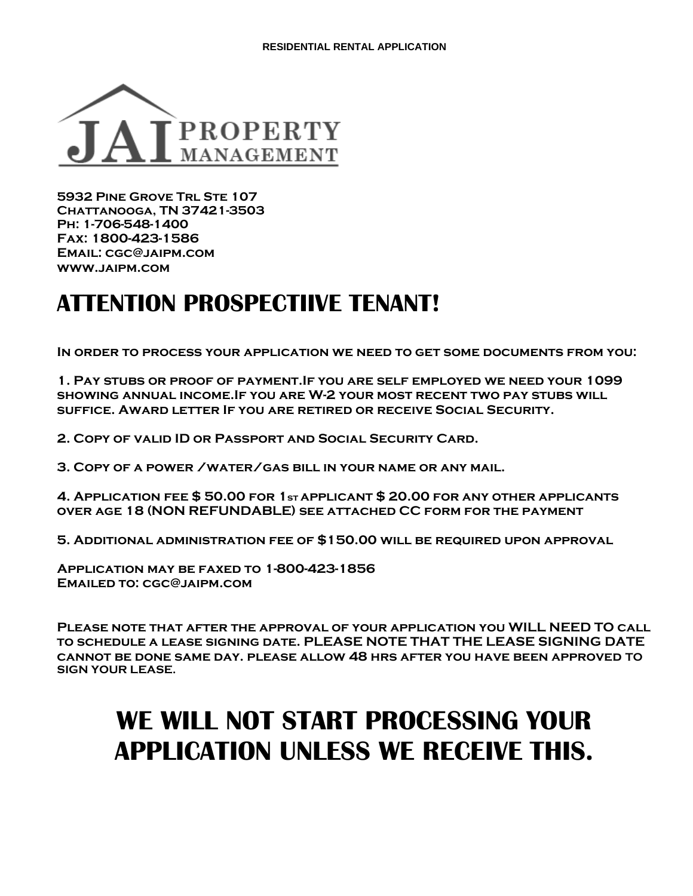**RESIDENTIAL RENTAL APPLICATION**

JAI PROPERTY MANAGEMENT

**5932 Pine Grove Trl Ste 107**
**Chattanooga, TN 37421-3503**
**Ph: 1-706-548-1400**
**Fax: 1800-423-1586**
**Email: cgc@jaipm.com**
**www.jaipm.com**

# ATTENTION PROSPECTIIVE TENANT!

**In order to process your application we need to get some documents from you:**

**1. Pay stubs or proof of payment.If you are self employed we need your 1099 showing annual income.If you are W-2 your most recent two pay stubs will suffice. Award letter If you are retired or receive Social Security.**

**2. Copy of valid ID or Passport and Social Security Card.**

**3. Copy of a power /water/gas bill in your name or any mail.**

**4. Application fee $ 50.00 for 1st applicant $ 20.00 for any other applicants over age 18 (NON REFUNDABLE) see attached CC form for the payment**

**5. Additional administration fee of $150.00 will be required upon approval**

**Application may be faxed to 1-800-423-1856**
**Emailed to: cgc@jaipm.com**

**Please note that after the approval of your application you WILL NEED TO call to schedule a lease signing date. PLEASE NOTE THAT THE LEASE SIGNING DATE cannot be done same day. please allow 48 hrs after you have been approved to sign your lease.**

# WE WILL NOT START PROCESSING YOUR APPLICATION UNLESS WE RECEIVE THIS.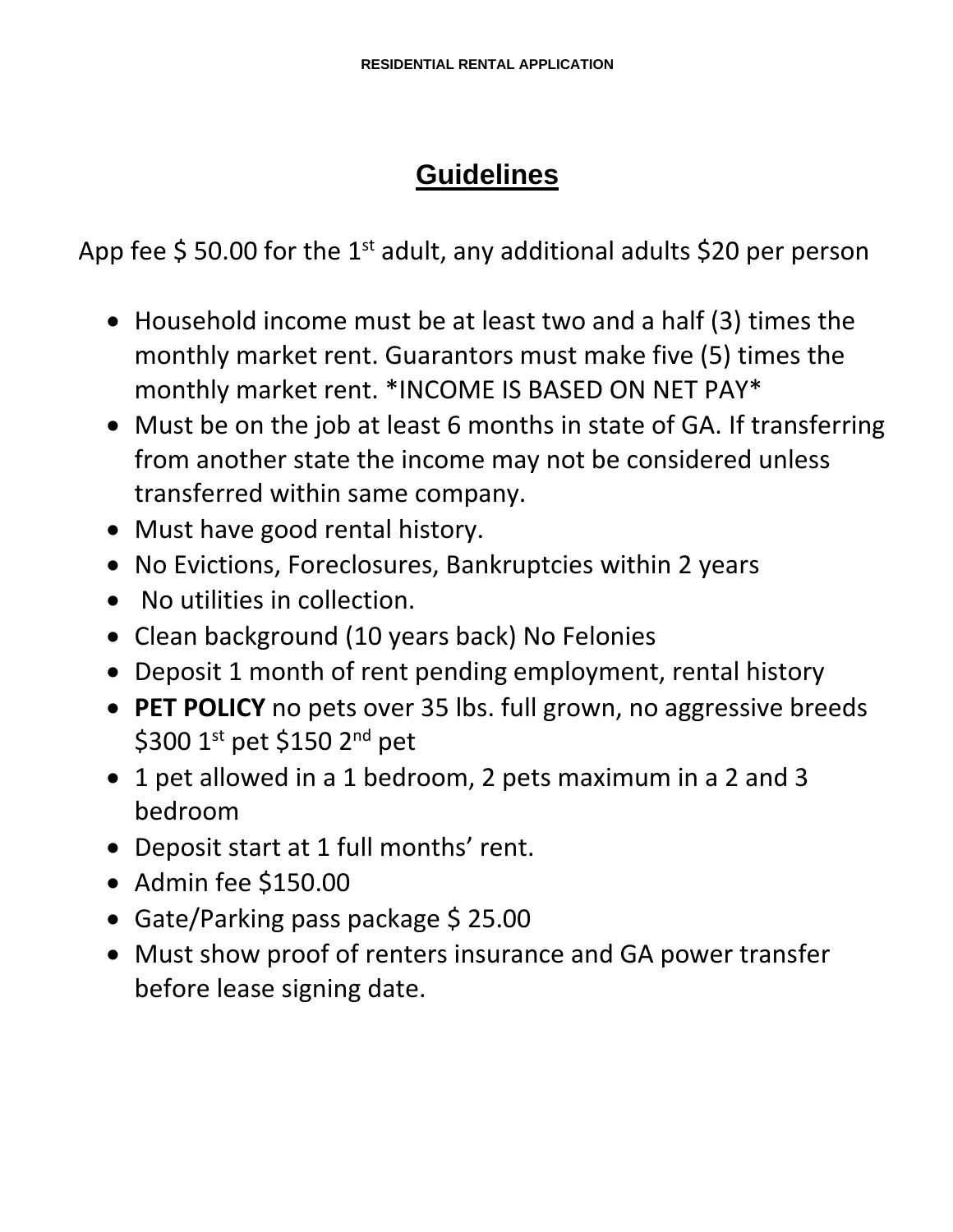# Guidelines

App fee $ 50.00 for the 1st adult, any additional adults $20 per person

- Household income must be at least two and a half (3) times the monthly market rent. Guarantors must make five (5) times the monthly market rent. *INCOME IS BASED ON NET PAY*
- Must be on the job at least 6 months in state of GA. If transferring from another state the income may not be considered unless transferred within same company.
- Must have good rental history.
- No Evictions, Foreclosures, Bankruptcies within 2 years
- No utilities in collection.
- Clean background (10 years back) No Felonies
- Deposit 1 month of rent pending employment, rental history
- **PET POLICY** no pets over 35 lbs. full grown, no aggressive breeds $300 1st pet $150 2nd pet
- 1 pet allowed in a 1 bedroom, 2 pets maximum in a 2 and 3 bedroom
- Deposit start at 1 full months' rent.
- Admin fee $150.00
- Gate/Parking pass package $ 25.00
- Must show proof of renters insurance and GA power transfer before lease signing date.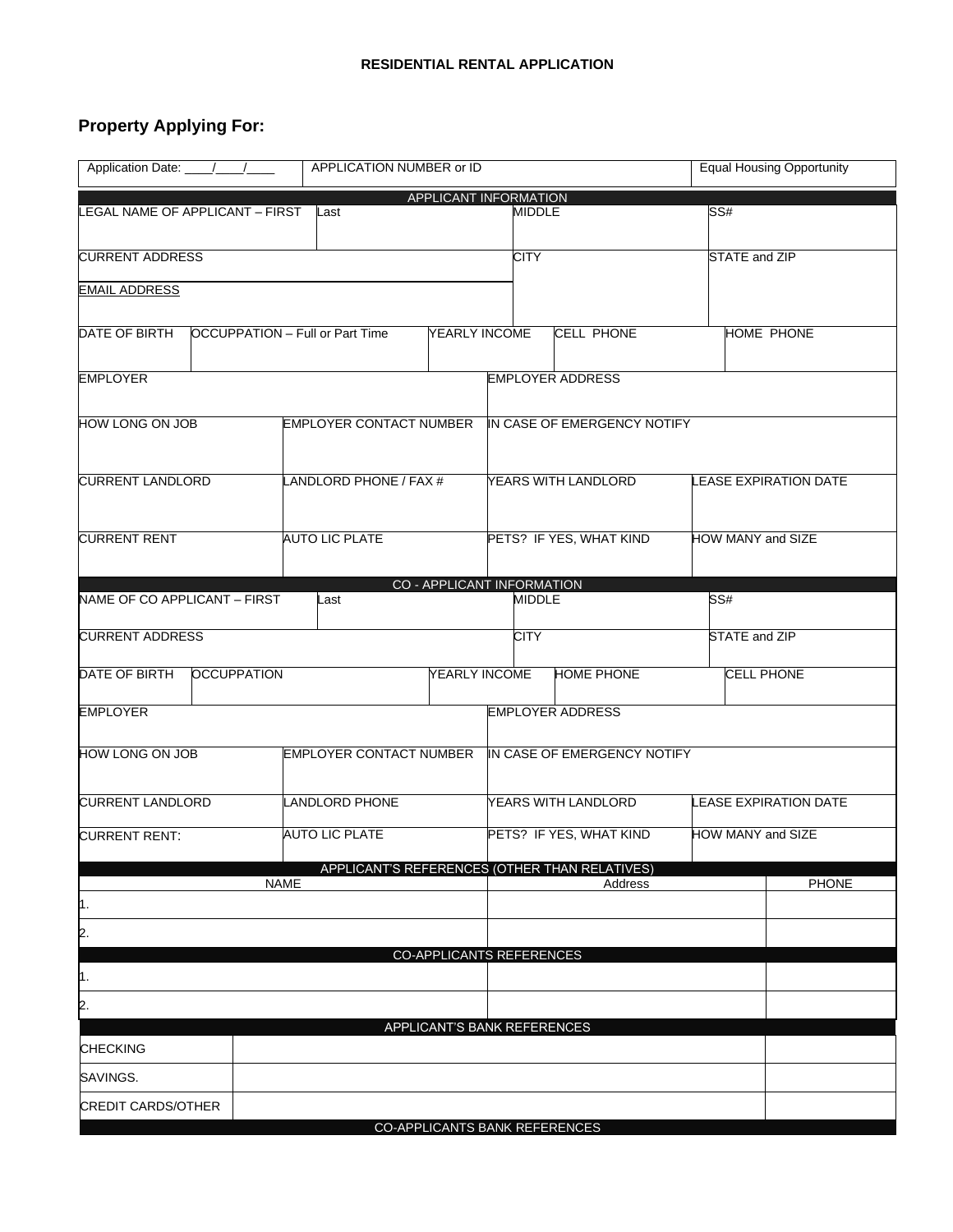**RESIDENTIAL RENTAL APPLICATION**

## Property Applying For:

| Application Date: ____/____/____ | APPLICATION NUMBER or ID | Equal Housing Opportunity |
|---|---|---|

**APPLICANT INFORMATION**

| LEGAL NAME OF APPLICANT – FIRST | Last | MIDDLE | SS# |
|---|---|---|---|
| | | | |

| CURRENT ADDRESS | CITY | STATE and ZIP |
|---|---|---|
| EMAIL ADDRESS | | |

| DATE OF BIRTH | OCCUPPATION – Full or Part Time | YEARLY INCOME | CELL PHONE | HOME PHONE |
|---|---|---|---|---|
| | | | | |

| EMPLOYER | EMPLOYER ADDRESS |
|---|---|
| | |

| HOW LONG ON JOB | EMPLOYER CONTACT NUMBER | IN CASE OF EMERGENCY NOTIFY |
|---|---|---|
| | | |

| CURRENT LANDLORD | LANDLORD PHONE / FAX # | YEARS WITH LANDLORD | LEASE EXPIRATION DATE |
|---|---|---|---|
| | | | |

| CURRENT RENT | AUTO LIC PLATE | PETS? IF YES, WHAT KIND | HOW MANY and SIZE |
|---|---|---|---|
| | | | |

**CO - APPLICANT INFORMATION**

| NAME OF CO APPLICANT – FIRST | Last | MIDDLE | SS# |
|---|---|---|---|
| | | | |

| CURRENT ADDRESS | CITY | STATE and ZIP |
|---|---|---|
| | | |

| DATE OF BIRTH | OCCUPPATION | YEARLY INCOME | HOME PHONE | CELL PHONE |
|---|---|---|---|---|
| | | | | |

| EMPLOYER | EMPLOYER ADDRESS |
|---|---|
| | |

| HOW LONG ON JOB | EMPLOYER CONTACT NUMBER | IN CASE OF EMERGENCY NOTIFY |
|---|---|---|
| | | |

| CURRENT LANDLORD | LANDLORD PHONE | YEARS WITH LANDLORD | LEASE EXPIRATION DATE |
|---|---|---|---|
| | | | |

| CURRENT RENT: | AUTO LIC PLATE | PETS? IF YES, WHAT KIND | HOW MANY and SIZE |
|---|---|---|---|
| | | | |

**APPLICANT'S REFERENCES (OTHER THAN RELATIVES)**

| NAME | Address | PHONE |
|---|---|---|
| 1. | | |
| 2. | | |

**CO-APPLICANTS REFERENCES**

| NAME | Address | PHONE |
|---|---|---|
| 1. | | |
| 2. | | |

**APPLICANT'S BANK REFERENCES**

| | | |
|---|---|---|
| CHECKING | | |
| SAVINGS. | | |
| CREDIT CARDS/OTHER | | |

**CO-APPLICANTS BANK REFERENCES**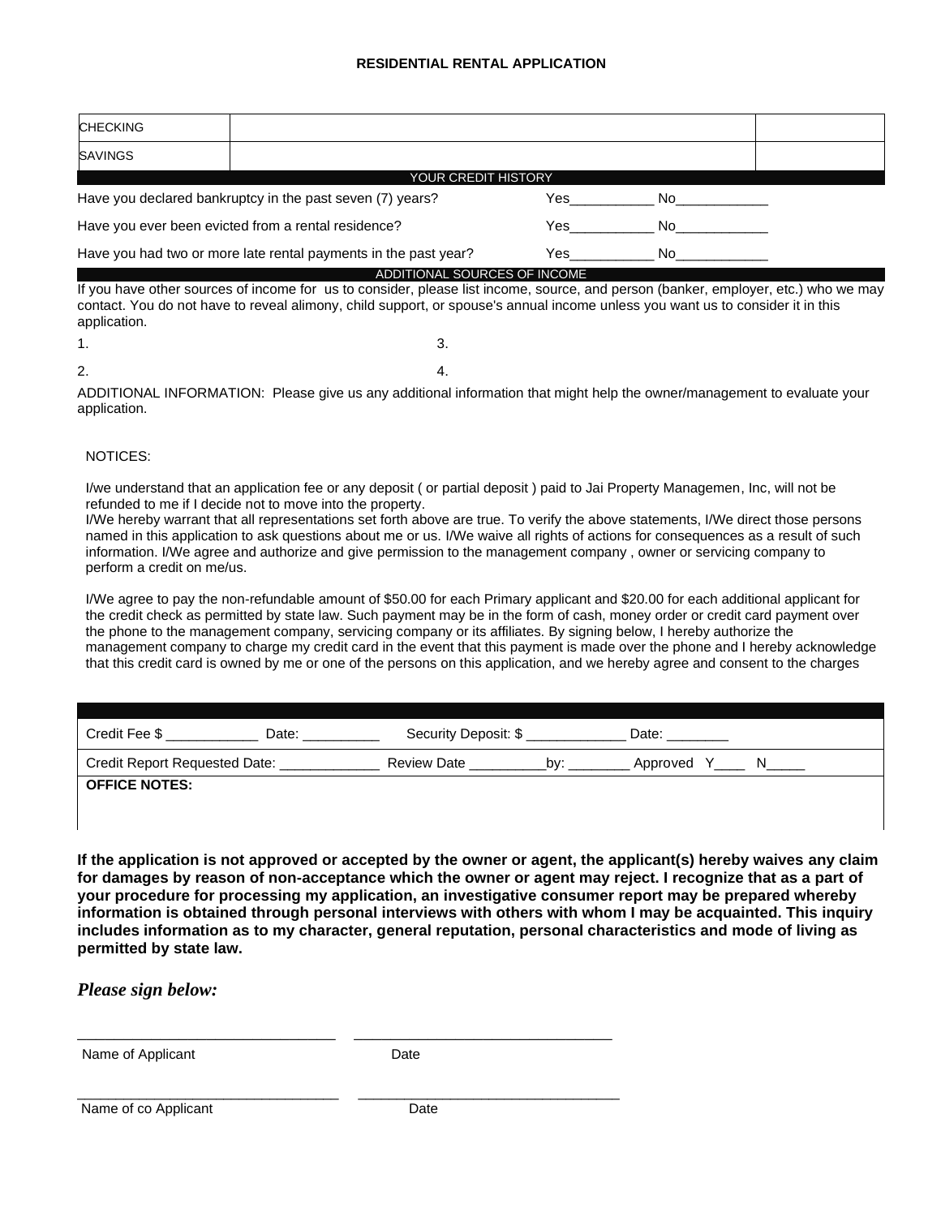**RESIDENTIAL RENTAL APPLICATION**

| | | |
|---|---|---|
| CHECKING | | |
| SAVINGS | | |

**YOUR CREDIT HISTORY**

| | | |
|---|---|---|
| Have you declared bankruptcy in the past seven (7) years? | Yes___________ | No____________ |
| Have you ever been evicted from a rental residence? | Yes___________ | No____________ |
| Have you had two or more late rental payments in the past year? | Yes___________ | No____________ |

**ADDITIONAL SOURCES OF INCOME**

If you have other sources of income for us to consider, please list income, source, and person (banker, employer, etc.) who we may contact. You do not have to reveal alimony, child support, or spouse's annual income unless you want us to consider it in this application.

1.

2.

3.

4.

ADDITIONAL INFORMATION: Please give us any additional information that might help the owner/management to evaluate your application.

NOTICES:

I/we understand that an application fee or any deposit ( or partial deposit ) paid to Jai Property Managemen, Inc, will not be refunded to me if I decide not to move into the property.
I/We hereby warrant that all representations set forth above are true. To verify the above statements, I/We direct those persons named in this application to ask questions about me or us. I/We waive all rights of actions for consequences as a result of such information. I/We agree and authorize and give permission to the management company , owner or servicing company to perform a credit on me/us.

I/We agree to pay the non-refundable amount of $50.00 for each Primary applicant and $20.00 for each additional applicant for the credit check as permitted by state law. Such payment may be in the form of cash, money order or credit card payment over the phone to the management company, servicing company or its affiliates. By signing below, I hereby authorize the management company to charge my credit card in the event that this payment is made over the phone and I hereby acknowledge that this credit card is owned by me or one of the persons on this application, and we hereby agree and consent to the charges

Credit Fee $ ____________ Date: __________ Security Deposit: $ _____________ Date: ________

Credit Report Requested Date: _____________ Review Date __________by: ________ Approved Y____ N_____

**OFFICE NOTES:**

**If the application is not approved or accepted by the owner or agent, the applicant(s) hereby waives any claim for damages by reason of non-acceptance which the owner or agent may reject. I recognize that as a part of your procedure for processing my application, an investigative consumer report may be prepared whereby information is obtained through personal interviews with others with whom I may be acquainted. This inquiry includes information as to my character, general reputation, personal characteristics and mode of living as permitted by state law.**

***Please sign below:***

________________________________ ________________________________

Name of Applicant Date

________________________________ ________________________________

Name of co Applicant Date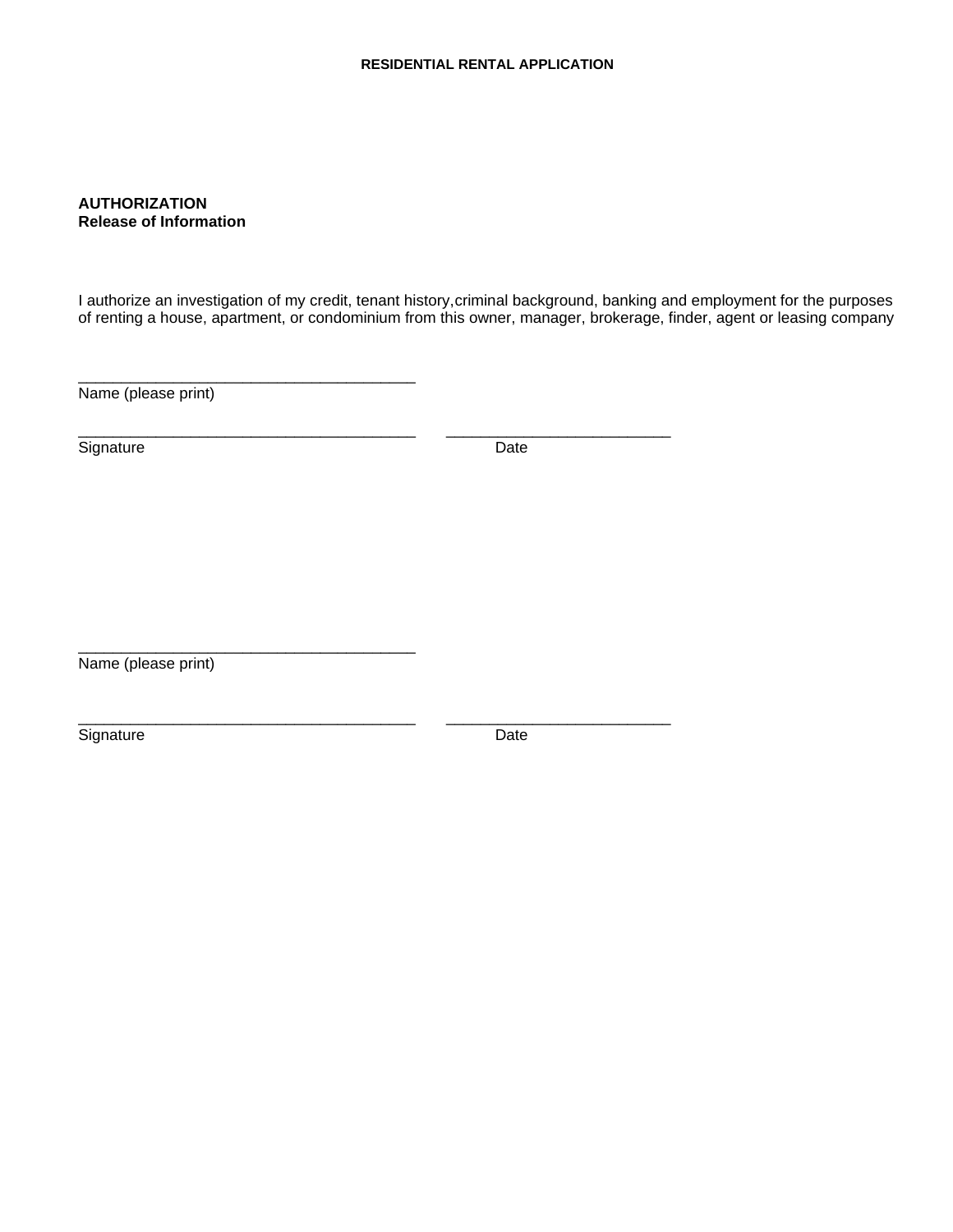**RESIDENTIAL RENTAL APPLICATION**

**AUTHORIZATION**
**Release of Information**

I authorize an investigation of my credit, tenant history,criminal background, banking and employment for the purposes of renting a house, apartment, or condominium from this owner, manager, brokerage, finder, agent or leasing company

_______________________________________
Name (please print)

_______________________________________ _________________________
Signature Date

_______________________________________
Name (please print)

_______________________________________ _________________________
Signature Date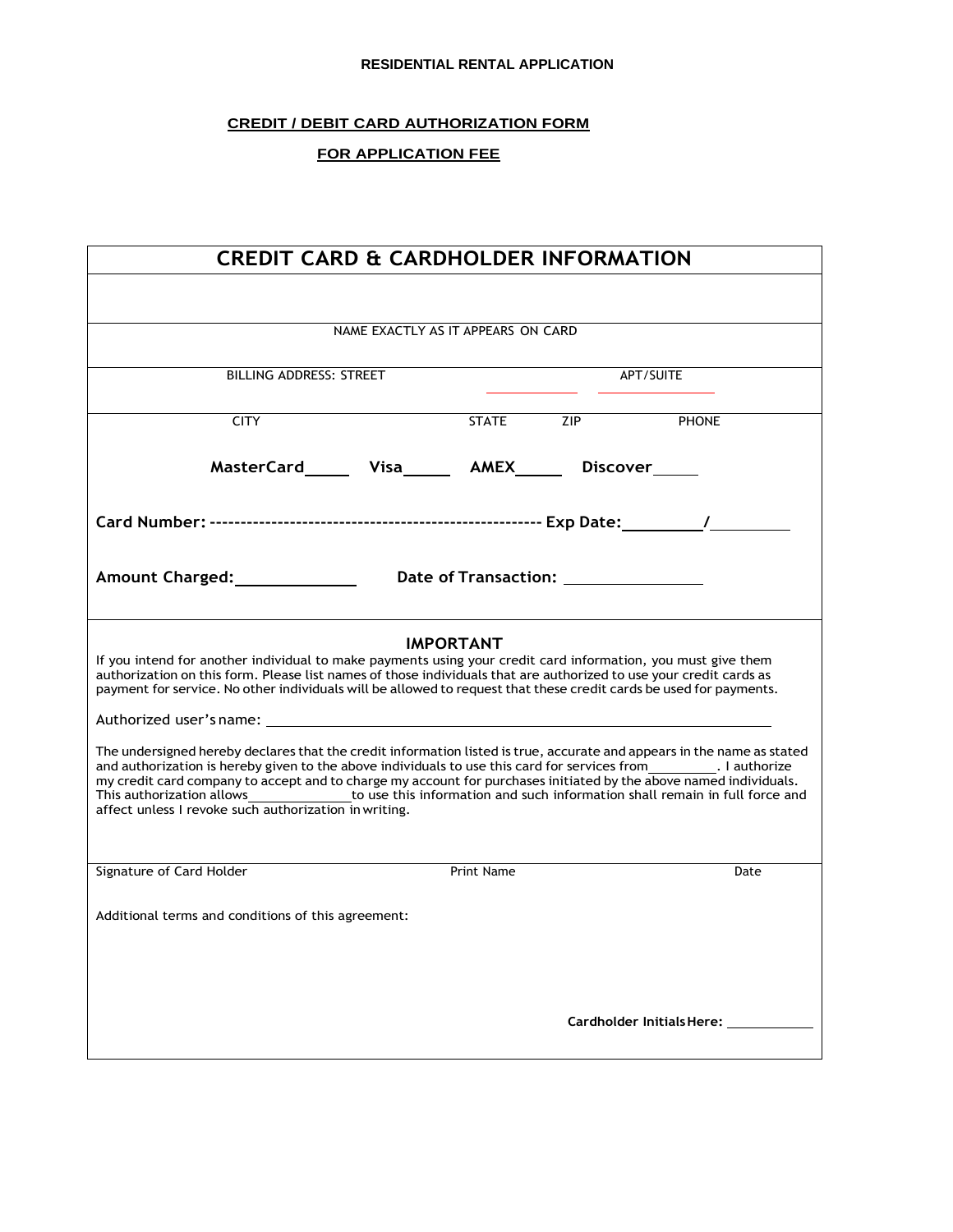**RESIDENTIAL RENTAL APPLICATION**

**CREDIT / DEBIT CARD AUTHORIZATION FORM**

**FOR APPLICATION FEE**

## CREDIT CARD & CARDHOLDER INFORMATION

NAME EXACTLY AS IT APPEARS ON CARD

BILLING ADDRESS: STREET APT/SUITE

CITY STATE ZIP PHONE

**MasterCard\_\_\_\_\_ Visa\_\_\_\_\_ AMEX\_\_\_\_\_ Discover\_\_\_\_\_**

**Card Number: ---------------------------------------------------- Exp Date:\_\_\_\_\_\_\_\_\_/\_\_\_\_\_\_\_\_\_**

**Amount Charged:\_\_\_\_\_\_\_\_\_\_\_\_\_\_ Date of Transaction: \_\_\_\_\_\_\_\_\_\_\_\_\_\_\_\_**

**IMPORTANT**

If you intend for another individual to make payments using your credit card information, you must give them authorization on this form. Please list names of those individuals that are authorized to use your credit cards as payment for service. No other individuals will be allowed to request that these credit cards be used for payments.

Authorized user's name: \_\_\_\_\_\_\_\_\_\_\_\_\_\_\_\_\_\_\_\_\_\_\_\_\_\_\_\_\_\_\_\_\_\_\_\_\_\_\_\_\_\_\_\_\_\_\_\_\_\_\_\_\_\_\_\_\_\_

The undersigned hereby declares that the credit information listed is true, accurate and appears in the name as stated and authorization is hereby given to the above individuals to use this card for services from\_\_\_\_\_\_\_\_\_\_. I authorize my credit card company to accept and to charge my account for purchases initiated by the above named individuals. This authorization allows\_\_\_\_\_\_\_\_\_\_\_\_\_\_\_to use this information and such information shall remain in full force and affect unless I revoke such authorization in writing.

Signature of Card Holder Print Name Date

Additional terms and conditions of this agreement:

**Cardholder Initials Here:** \_\_\_\_\_\_\_\_\_\_\_\_